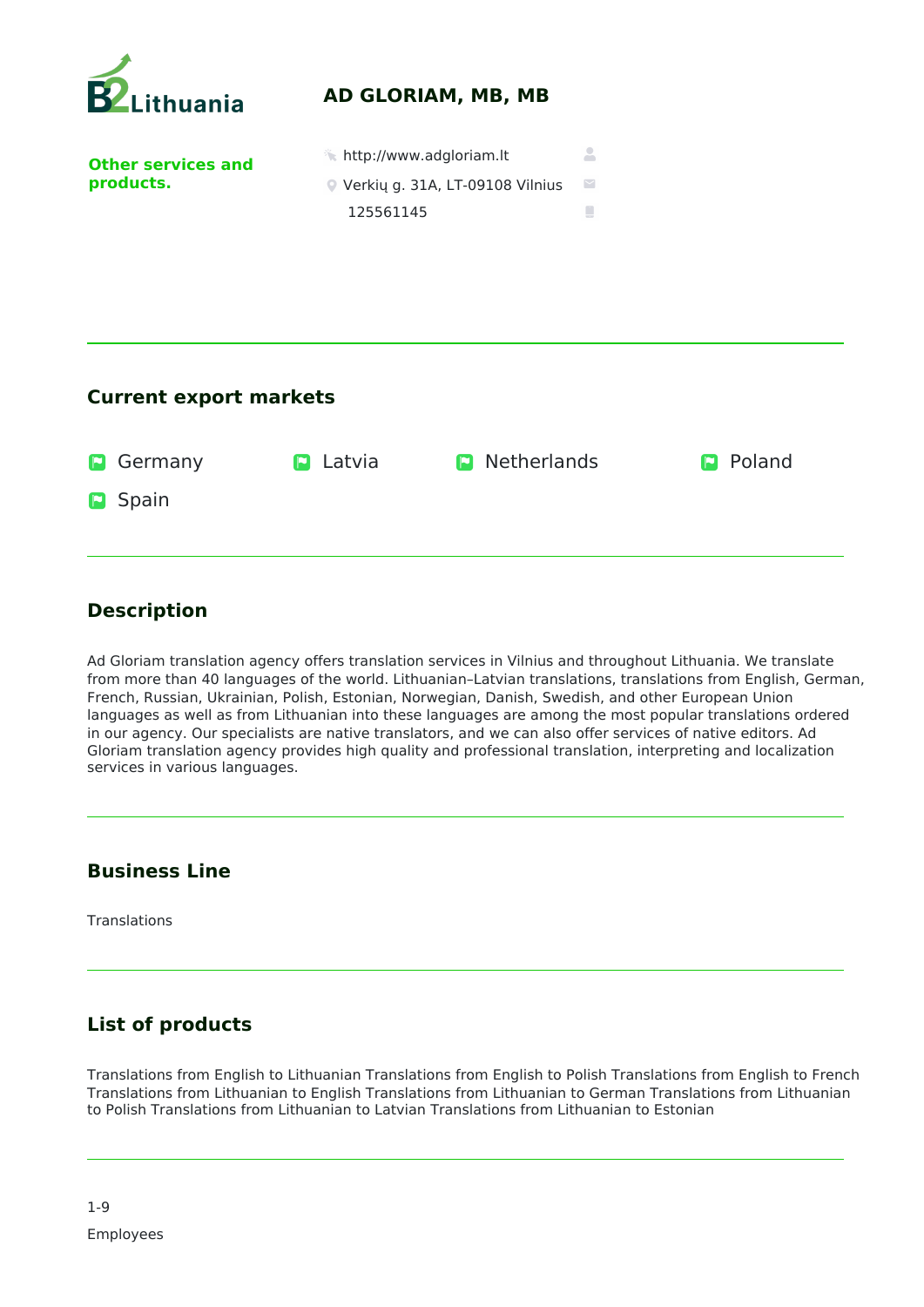B2Lithuania

# AD GLORIAM, MB, MB

**Other services and products.**

http://www.adgloriam.lt

Verkių g. 31A, LT-09108 Vilnius

125561145

## Current export markets

- Germany
- Latvia
- Netherlands
- Poland
- Spain

## Description

Ad Gloriam translation agency offers translation services in Vilnius and throughout Lithuania. We translate from more than 40 languages of the world. Lithuanian–Latvian translations, translations from English, German, French, Russian, Ukrainian, Polish, Estonian, Norwegian, Danish, Swedish, and other European Union languages as well as from Lithuanian into these languages are among the most popular translations ordered in our agency. Our specialists are native translators, and we can also offer services of native editors. Ad Gloriam translation agency provides high quality and professional translation, interpreting and localization services in various languages.

## Business Line

Translations

## List of products

Translations from English to Lithuanian Translations from English to Polish Translations from English to French Translations from Lithuanian to English Translations from Lithuanian to German Translations from Lithuanian to Polish Translations from Lithuanian to Latvian Translations from Lithuanian to Estonian

1-9

Employees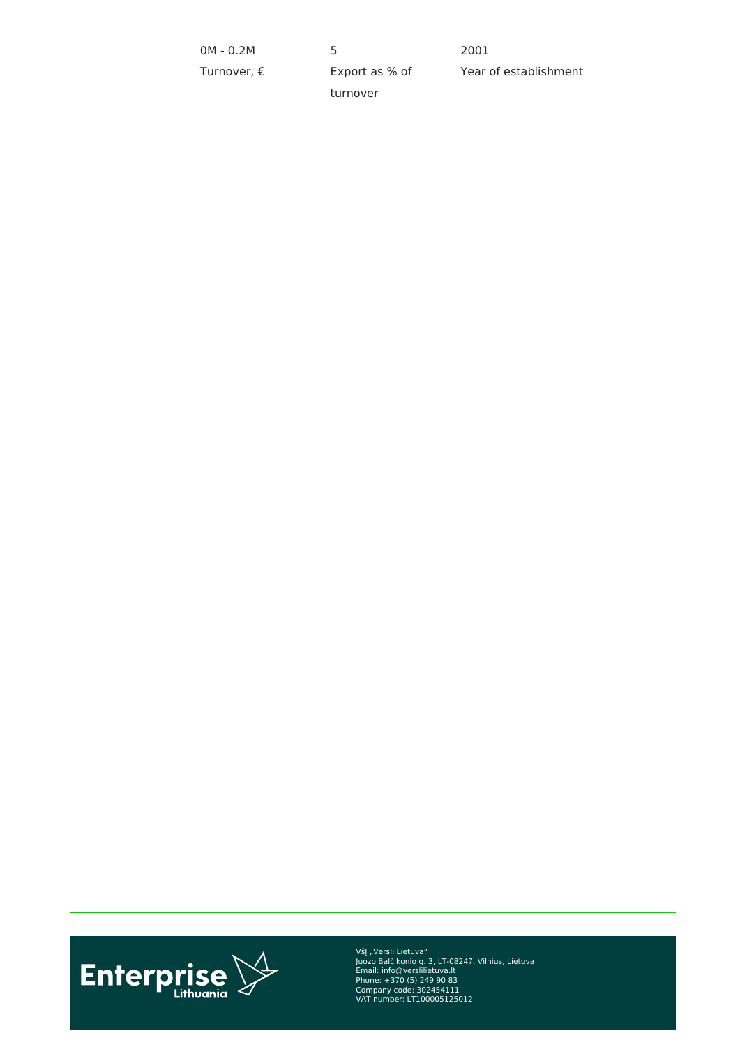| | | |
|---|---|---|
| 0M - 0.2M | 5 | 2001 |
| Turnover, € | Export as % of turnover | Year of establishment |

VšĮ „Versli Lietuva"
Juozo Balčikonio g. 3, LT-08247, Vilnius, Lietuva
Email: info@verslilietuva.lt
Phone: +370 (5) 249 90 83
Company code: 302454111
VAT number: LT100005125012